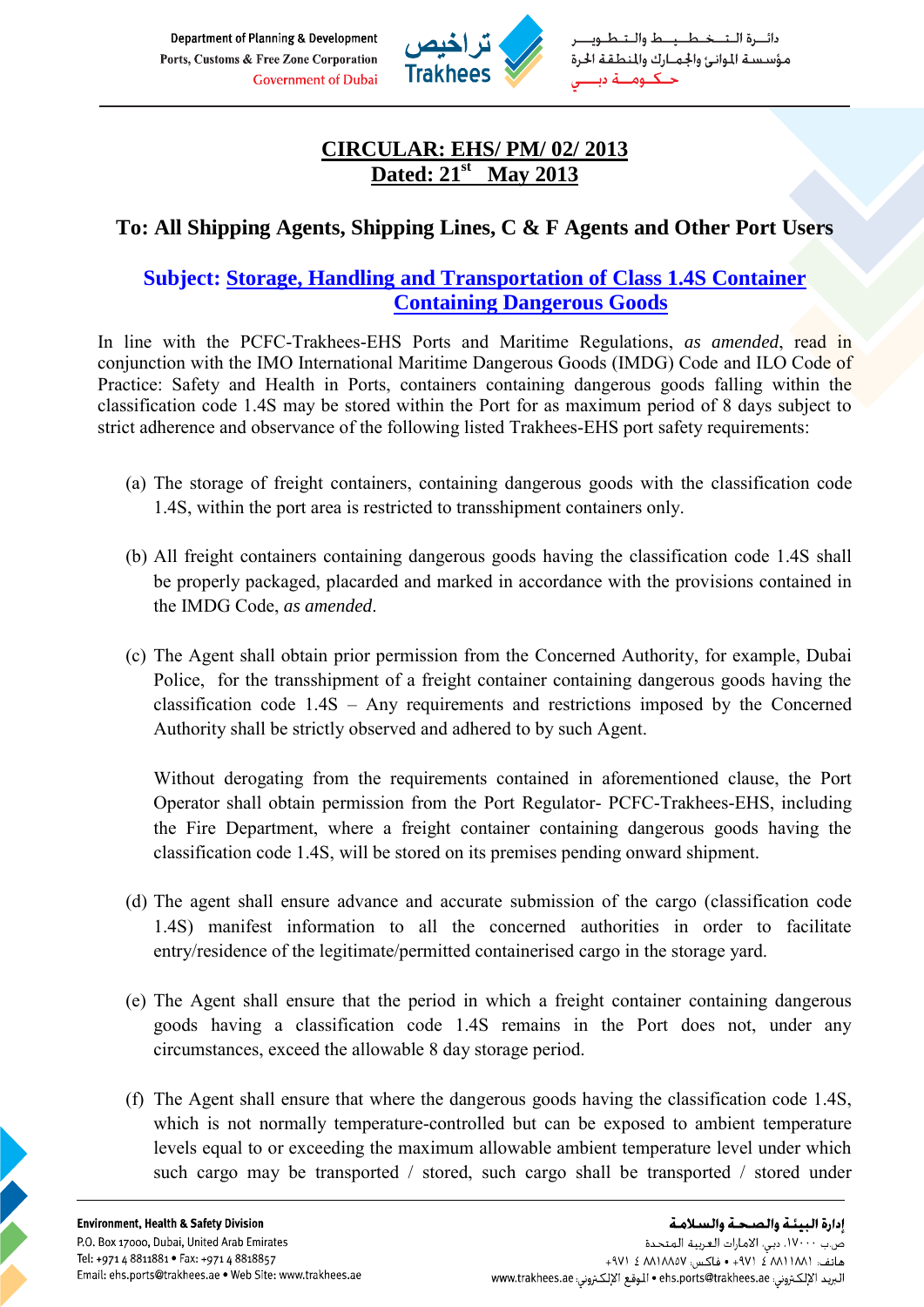# CIRCULAR: EHS/ PM/ 02/ 2013
## Dated: 21st May 2013

## To: All Shipping Agents, Shipping Lines, C & F Agents and Other Port Users

### Subject: Storage, Handling and Transportation of Class 1.4S Container Containing Dangerous Goods

In line with the PCFC-Trakhees-EHS Ports and Maritime Regulations, *as amended*, read in conjunction with the IMO International Maritime Dangerous Goods (IMDG) Code and ILO Code of Practice: Safety and Health in Ports, containers containing dangerous goods falling within the classification code 1.4S may be stored within the Port for as maximum period of 8 days subject to strict adherence and observance of the following listed Trakhees-EHS port safety requirements:

(a) The storage of freight containers, containing dangerous goods with the classification code 1.4S, within the port area is restricted to transshipment containers only.

(b) All freight containers containing dangerous goods having the classification code 1.4S shall be properly packaged, placarded and marked in accordance with the provisions contained in the IMDG Code, *as amended*.

(c) The Agent shall obtain prior permission from the Concerned Authority, for example, Dubai Police, for the transshipment of a freight container containing dangerous goods having the classification code 1.4S – Any requirements and restrictions imposed by the Concerned Authority shall be strictly observed and adhered to by such Agent.

Without derogating from the requirements contained in aforementioned clause, the Port Operator shall obtain permission from the Port Regulator- PCFC-Trakhees-EHS, including the Fire Department, where a freight container containing dangerous goods having the classification code 1.4S, will be stored on its premises pending onward shipment.

(d) The agent shall ensure advance and accurate submission of the cargo (classification code 1.4S) manifest information to all the concerned authorities in order to facilitate entry/residence of the legitimate/permitted containerised cargo in the storage yard.

(e) The Agent shall ensure that the period in which a freight container containing dangerous goods having a classification code 1.4S remains in the Port does not, under any circumstances, exceed the allowable 8 day storage period.

(f) The Agent shall ensure that where the dangerous goods having the classification code 1.4S, which is not normally temperature-controlled but can be exposed to ambient temperature levels equal to or exceeding the maximum allowable ambient temperature level under which such cargo may be transported / stored, such cargo shall be transported / stored under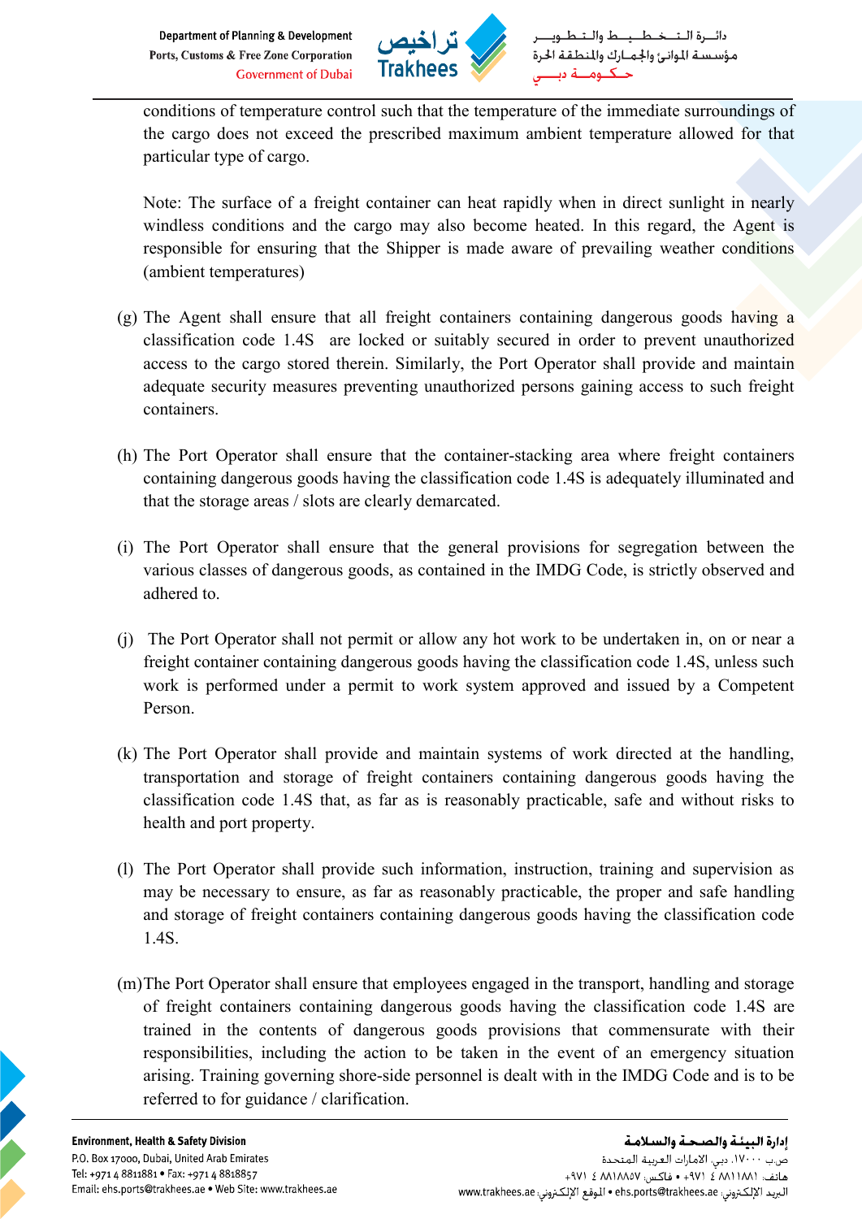conditions of temperature control such that the temperature of the immediate surroundings of the cargo does not exceed the prescribed maximum ambient temperature allowed for that particular type of cargo.

Note: The surface of a freight container can heat rapidly when in direct sunlight in nearly windless conditions and the cargo may also become heated. In this regard, the Agent is responsible for ensuring that the Shipper is made aware of prevailing weather conditions (ambient temperatures)

(g) The Agent shall ensure that all freight containers containing dangerous goods having a classification code 1.4S are locked or suitably secured in order to prevent unauthorized access to the cargo stored therein. Similarly, the Port Operator shall provide and maintain adequate security measures preventing unauthorized persons gaining access to such freight containers.

(h) The Port Operator shall ensure that the container-stacking area where freight containers containing dangerous goods having the classification code 1.4S is adequately illuminated and that the storage areas / slots are clearly demarcated.

(i) The Port Operator shall ensure that the general provisions for segregation between the various classes of dangerous goods, as contained in the IMDG Code, is strictly observed and adhered to.

(j) The Port Operator shall not permit or allow any hot work to be undertaken in, on or near a freight container containing dangerous goods having the classification code 1.4S, unless such work is performed under a permit to work system approved and issued by a Competent Person.

(k) The Port Operator shall provide and maintain systems of work directed at the handling, transportation and storage of freight containers containing dangerous goods having the classification code 1.4S that, as far as is reasonably practicable, safe and without risks to health and port property.

(l) The Port Operator shall provide such information, instruction, training and supervision as may be necessary to ensure, as far as reasonably practicable, the proper and safe handling and storage of freight containers containing dangerous goods having the classification code 1.4S.

(m) The Port Operator shall ensure that employees engaged in the transport, handling and storage of freight containers containing dangerous goods having the classification code 1.4S are trained in the contents of dangerous goods provisions that commensurate with their responsibilities, including the action to be taken in the event of an emergency situation arising. Training governing shore-side personnel is dealt with in the IMDG Code and is to be referred to for guidance / clarification.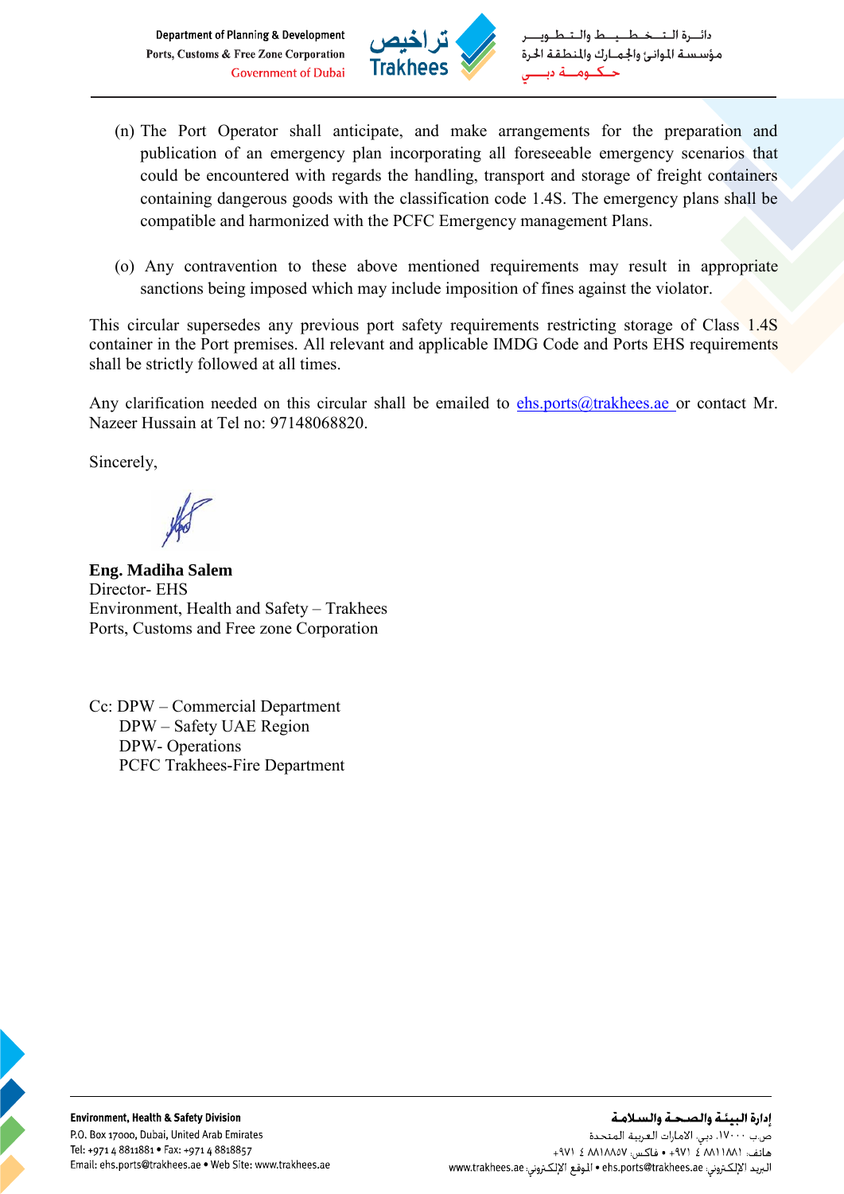(n) The Port Operator shall anticipate, and make arrangements for the preparation and publication of an emergency plan incorporating all foreseeable emergency scenarios that could be encountered with regards the handling, transport and storage of freight containers containing dangerous goods with the classification code 1.4S. The emergency plans shall be compatible and harmonized with the PCFC Emergency management Plans.

(o) Any contravention to these above mentioned requirements may result in appropriate sanctions being imposed which may include imposition of fines against the violator.

This circular supersedes any previous port safety requirements restricting storage of Class 1.4S container in the Port premises. All relevant and applicable IMDG Code and Ports EHS requirements shall be strictly followed at all times.

Any clarification needed on this circular shall be emailed to ehs.ports@trakhees.ae or contact Mr. Nazeer Hussain at Tel no: 97148068820.

Sincerely,

**Eng. Madiha Salem**
Director- EHS
Environment, Health and Safety – Trakhees
Ports, Customs and Free zone Corporation

Cc: DPW – Commercial Department
DPW – Safety UAE Region
DPW- Operations
PCFC Trakhees-Fire Department